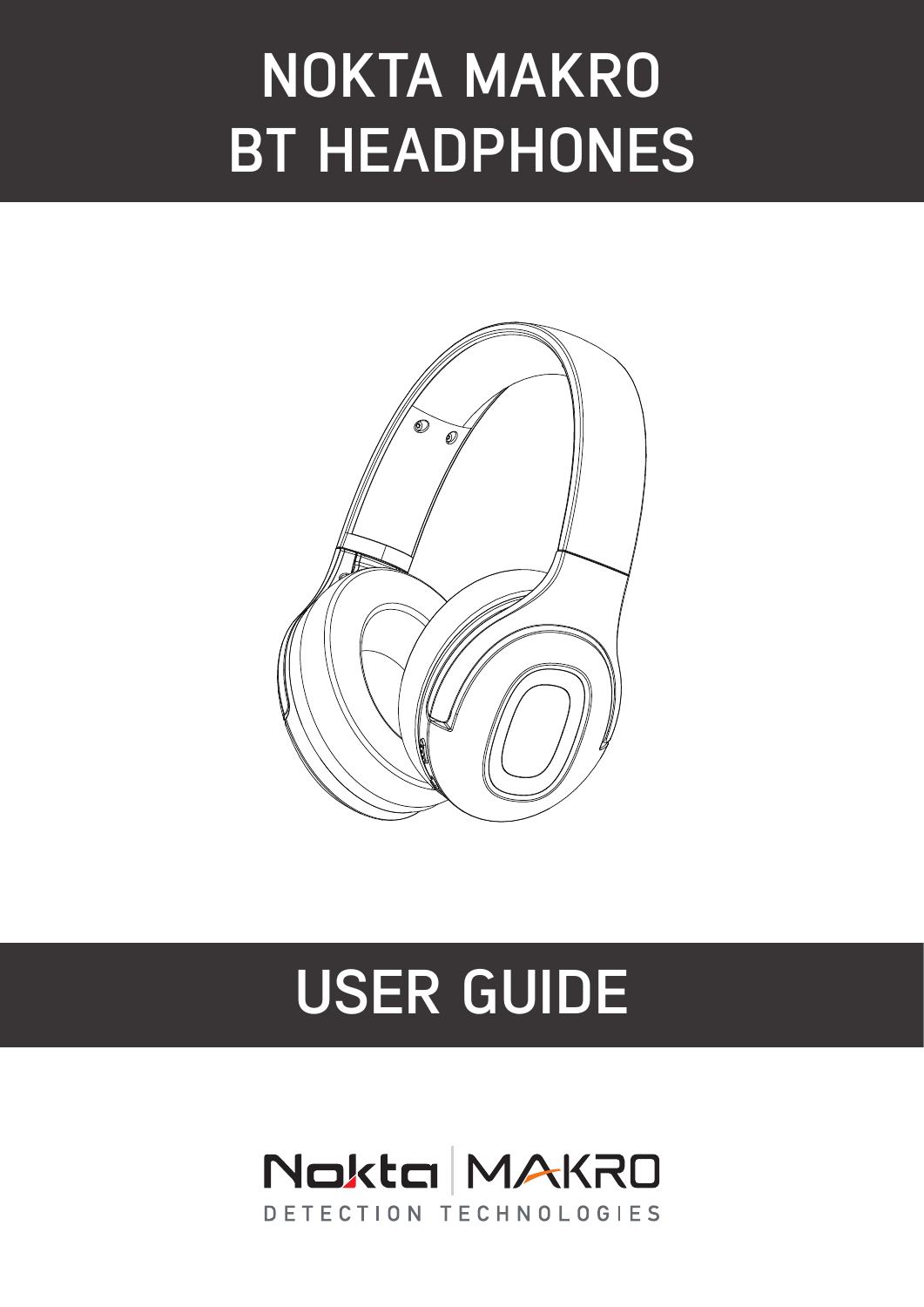# NOKTA MAKRO BT HEADPHONES

# USER GUIDE

Nokta | MAKRO
DETECTION TECHNOLOGIES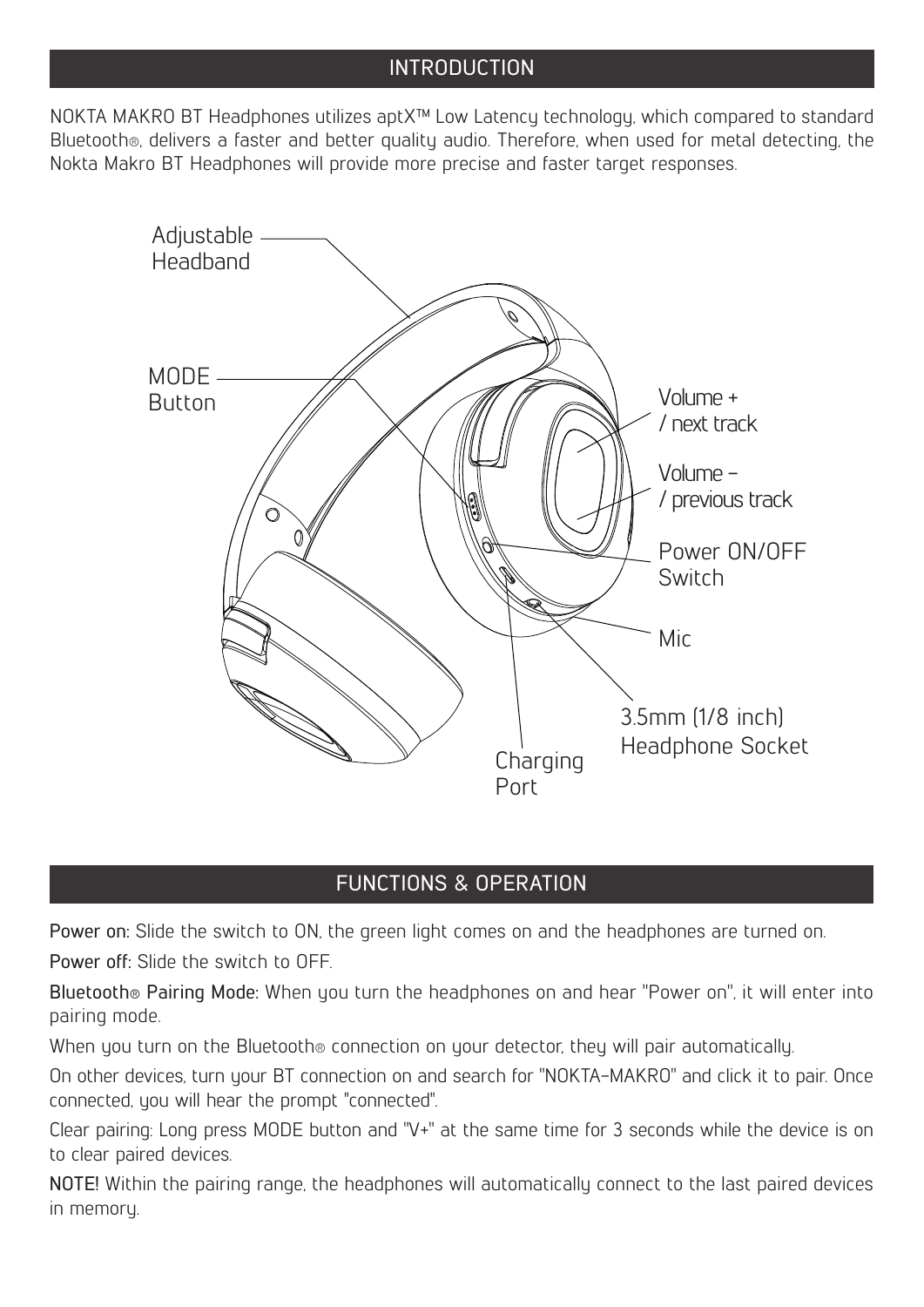## INTRODUCTION

NOKTA MAKRO BT Headphones utilizes aptX™ Low Latency technology, which compared to standard Bluetooth®, delivers a faster and better quality audio. Therefore, when used for metal detecting, the Nokta Makro BT Headphones will provide more precise and faster target responses.

Adjustable Headband

MODE Button

Volume + / next track

Volume – / previous track

Power ON/OFF Switch

Mic

3.5mm (1/8 inch) Headphone Socket

Charging Port

## FUNCTIONS & OPERATION

**Power on:** Slide the switch to ON, the green light comes on and the headphones are turned on.

**Power off:** Slide the switch to OFF.

**Bluetooth® Pairing Mode:** When you turn the headphones on and hear "Power on", it will enter into pairing mode.

When you turn on the Bluetooth® connection on your detector, they will pair automatically.

On other devices, turn your BT connection on and search for "NOKTA-MAKRO" and click it to pair. Once connected, you will hear the prompt "connected".

Clear pairing: Long press MODE button and "V+" at the same time for 3 seconds while the device is on to clear paired devices.

**NOTE!** Within the pairing range, the headphones will automatically connect to the last paired devices in memory.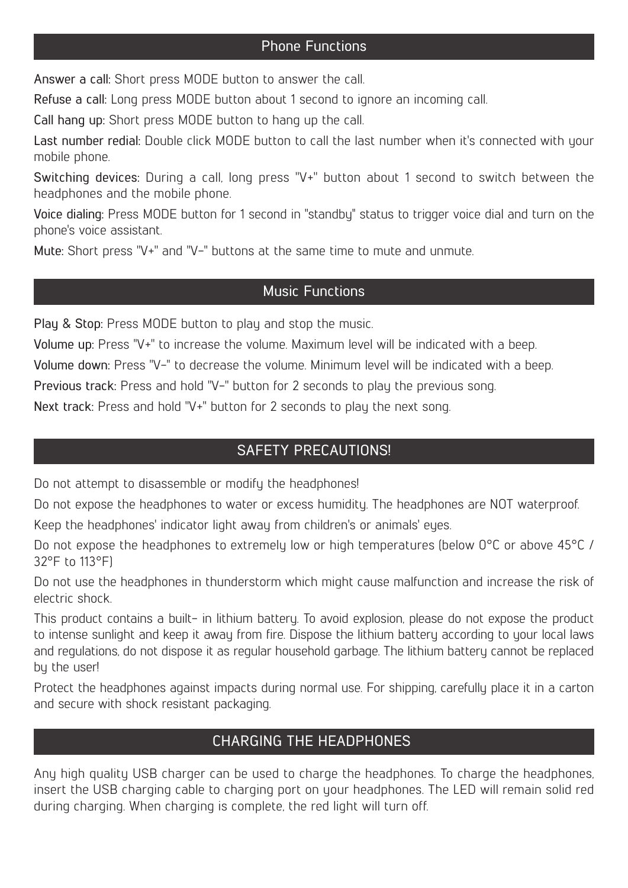## Phone Functions

**Answer a call:** Short press MODE button to answer the call.

**Refuse a call:** Long press MODE button about 1 second to ignore an incoming call.

**Call hang up:** Short press MODE button to hang up the call.

**Last number redial:** Double click MODE button to call the last number when it's connected with your mobile phone.

**Switching devices:** During a call, long press "V+" button about 1 second to switch between the headphones and the mobile phone.

**Voice dialing:** Press MODE button for 1 second in "standby" status to trigger voice dial and turn on the phone's voice assistant.

**Mute:** Short press "V+" and "V-" buttons at the same time to mute and unmute.

## Music Functions

**Play & Stop:** Press MODE button to play and stop the music.

**Volume up:** Press "V+" to increase the volume. Maximum level will be indicated with a beep.

**Volume down:** Press "V-" to decrease the volume. Minimum level will be indicated with a beep.

**Previous track:** Press and hold "V-" button for 2 seconds to play the previous song.

**Next track:** Press and hold "V+" button for 2 seconds to play the next song.

## SAFETY PRECAUTIONS!

Do not attempt to disassemble or modify the headphones!

Do not expose the headphones to water or excess humidity. The headphones are NOT waterproof.

Keep the headphones' indicator light away from children's or animals' eyes.

Do not expose the headphones to extremely low or high temperatures (below 0°C or above 45°C / 32°F to 113°F)

Do not use the headphones in thunderstorm which might cause malfunction and increase the risk of electric shock.

This product contains a built- in lithium battery. To avoid explosion, please do not expose the product to intense sunlight and keep it away from fire. Dispose the lithium battery according to your local laws and regulations, do not dispose it as regular household garbage. The lithium battery cannot be replaced by the user!

Protect the headphones against impacts during normal use. For shipping, carefully place it in a carton and secure with shock resistant packaging.

## CHARGING THE HEADPHONES

Any high quality USB charger can be used to charge the headphones. To charge the headphones, insert the USB charging cable to charging port on your headphones. The LED will remain solid red during charging. When charging is complete, the red light will turn off.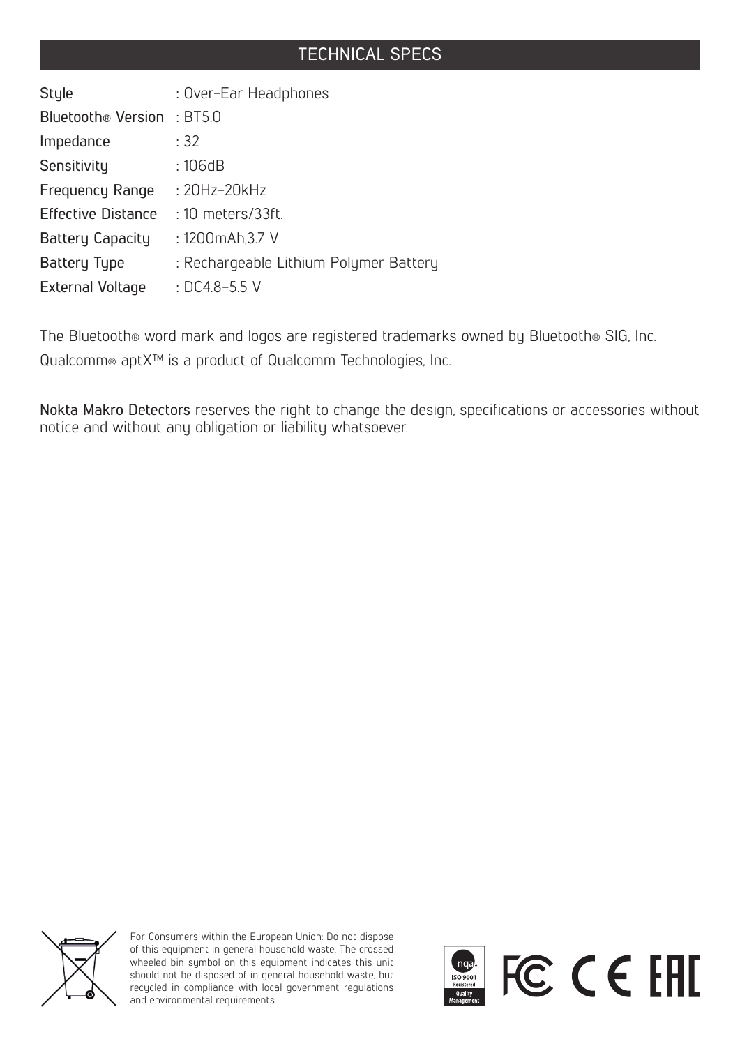## TECHNICAL SPECS

| | |
|---|---|
| Style | : Over-Ear Headphones |
| Bluetooth® Version | : BT5.0 |
| Impedance | : 32 |
| Sensitivity | : 106dB |
| Frequency Range | : 20Hz-20kHz |
| Effective Distance | : 10 meters/33ft. |
| Battery Capacity | : 1200mAh,3.7 V |
| Battery Type | : Rechargeable Lithium Polymer Battery |
| External Voltage | : DC4.8-5.5 V |

The Bluetooth® word mark and logos are registered trademarks owned by Bluetooth® SIG, Inc.
Qualcomm® aptX™ is a product of Qualcomm Technologies, Inc.

**Nokta Makro Detectors** reserves the right to change the design, specifications or accessories without notice and without any obligation or liability whatsoever.

For Consumers within the European Union: Do not dispose of this equipment in general household waste. The crossed wheeled bin symbol on this equipment indicates this unit should not be disposed of in general household waste, but recycled in compliance with local government regulations and environmental requirements.

nqa. ISO 9001 Registered Quality Management

FC CE EAC